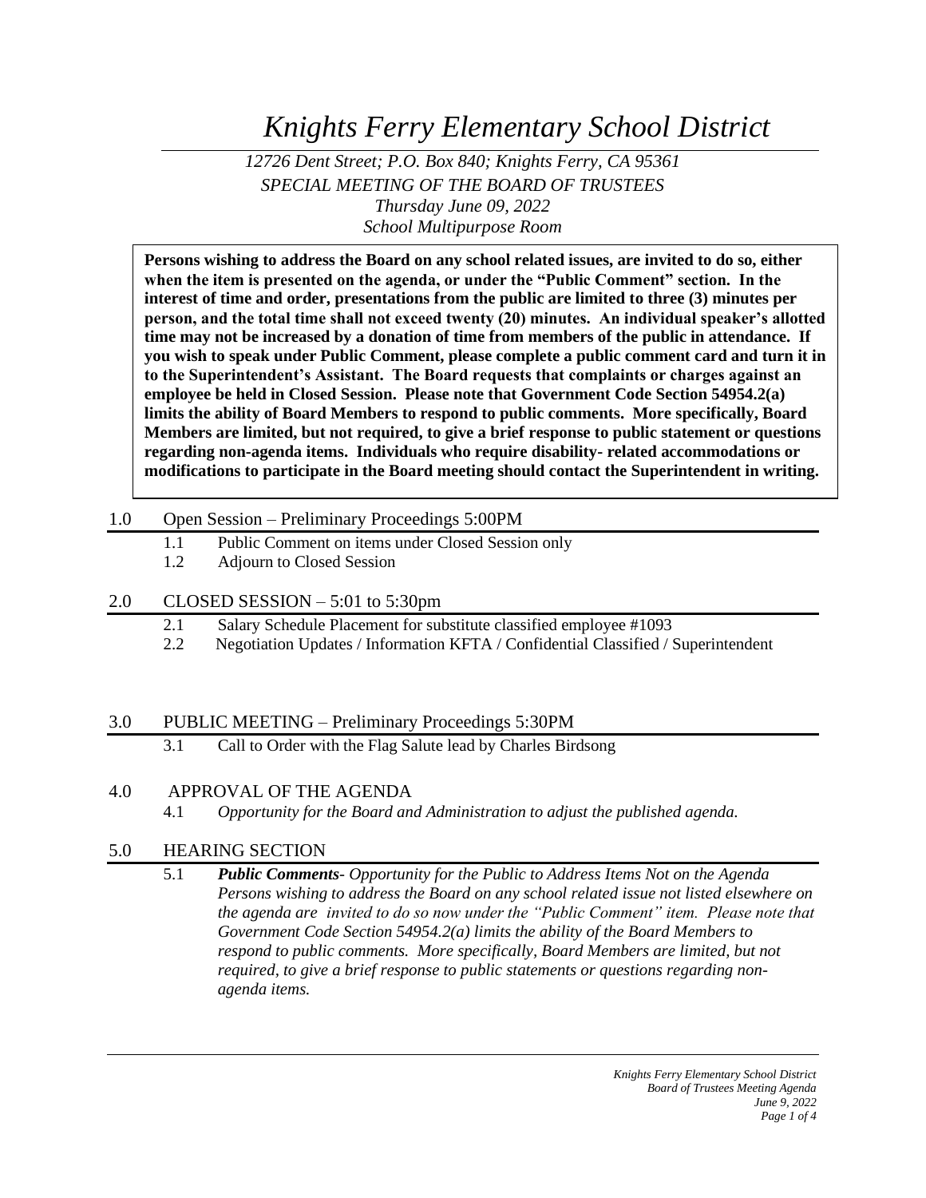# *Knights Ferry Elementary School District*

*12726 Dent Street; P.O. Box 840; Knights Ferry, CA 95361*
*SPECIAL MEETING OF THE BOARD OF TRUSTEES*
*Thursday June 09, 2022*
*School Multipurpose Room*

**Persons wishing to address the Board on any school related issues, are invited to do so, either when the item is presented on the agenda, or under the "Public Comment" section. In the interest of time and order, presentations from the public are limited to three (3) minutes per person, and the total time shall not exceed twenty (20) minutes. An individual speaker's allotted time may not be increased by a donation of time from members of the public in attendance. If you wish to speak under Public Comment, please complete a public comment card and turn it in to the Superintendent's Assistant. The Board requests that complaints or charges against an employee be held in Closed Session. Please note that Government Code Section 54954.2(a) limits the ability of Board Members to respond to public comments. More specifically, Board Members are limited, but not required, to give a brief response to public statement or questions regarding non-agenda items. Individuals who require disability- related accommodations or modifications to participate in the Board meeting should contact the Superintendent in writing.**

## 1.0 Open Session – Preliminary Proceedings 5:00PM

1.1 Public Comment on items under Closed Session only

1.2 Adjourn to Closed Session

## 2.0 CLOSED SESSION – 5:01 to 5:30pm

2.1 Salary Schedule Placement for substitute classified employee #1093

2.2 Negotiation Updates / Information KFTA / Confidential Classified / Superintendent

## 3.0 PUBLIC MEETING – Preliminary Proceedings 5:30PM

3.1 Call to Order with the Flag Salute lead by Charles Birdsong

## 4.0 APPROVAL OF THE AGENDA

4.1 *Opportunity for the Board and Administration to adjust the published agenda.*

## 5.0 HEARING SECTION

5.1 ***Public Comments****- Opportunity for the Public to Address Items Not on the Agenda Persons wishing to address the Board on any school related issue not listed elsewhere on the agenda are invited to do so now under the "Public Comment" item. Please note that Government Code Section 54954.2(a) limits the ability of the Board Members to respond to public comments. More specifically, Board Members are limited, but not required, to give a brief response to public statements or questions regarding non-agenda items.*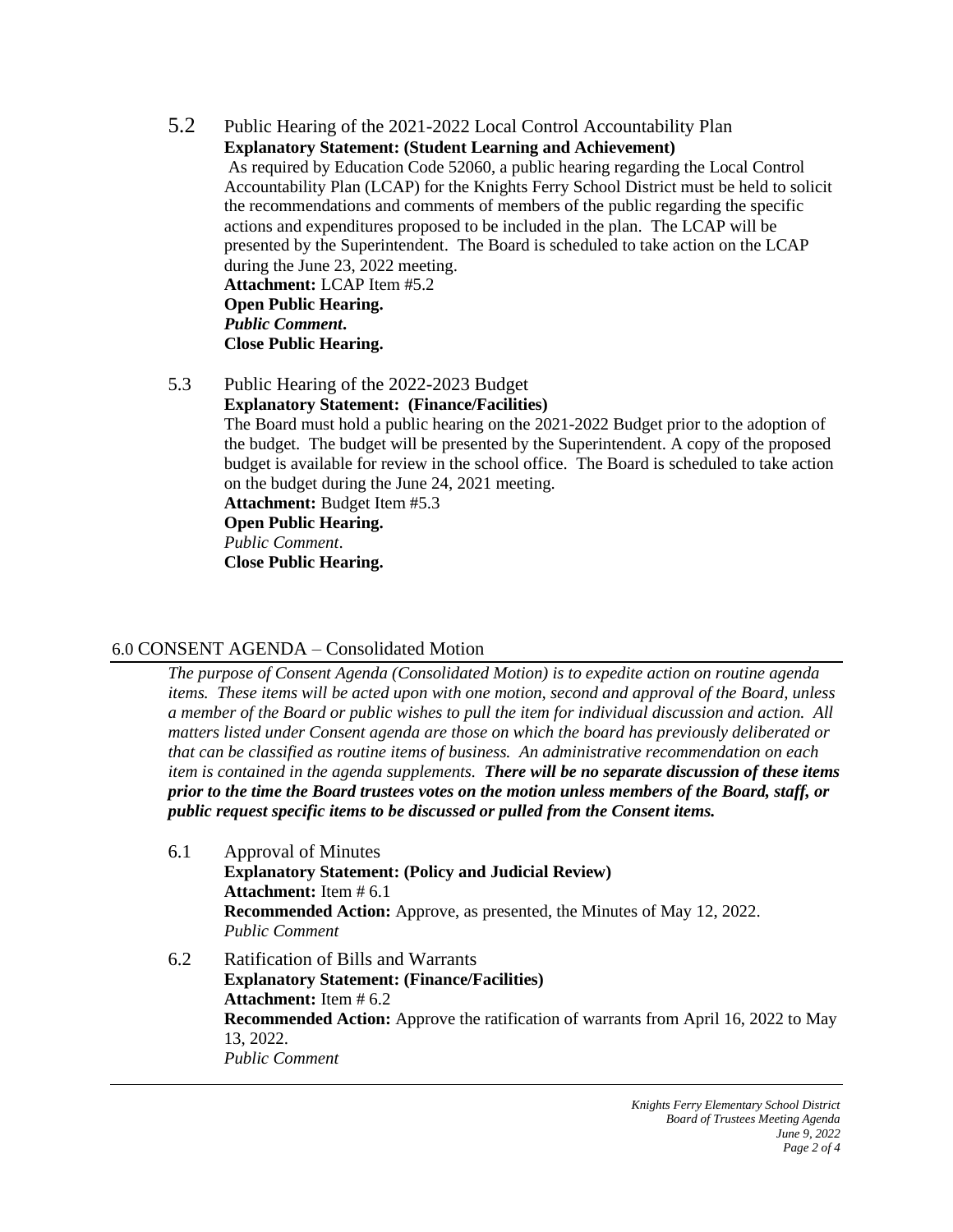### 5.2 Public Hearing of the 2021-2022 Local Control Accountability Plan

**Explanatory Statement: (Student Learning and Achievement)**

As required by Education Code 52060, a public hearing regarding the Local Control Accountability Plan (LCAP) for the Knights Ferry School District must be held to solicit the recommendations and comments of members of the public regarding the specific actions and expenditures proposed to be included in the plan. The LCAP will be presented by the Superintendent. The Board is scheduled to take action on the LCAP during the June 23, 2022 meeting.

**Attachment:** LCAP Item #5.2

**Open Public Hearing.**

***Public Comment*.**

**Close Public Hearing.**

### 5.3 Public Hearing of the 2022-2023 Budget

**Explanatory Statement: (Finance/Facilities)**

The Board must hold a public hearing on the 2021-2022 Budget prior to the adoption of the budget. The budget will be presented by the Superintendent. A copy of the proposed budget is available for review in the school office. The Board is scheduled to take action on the budget during the June 24, 2021 meeting.

**Attachment:** Budget Item #5.3

**Open Public Hearing.**

*Public Comment*.

**Close Public Hearing.**

## 6.0 CONSENT AGENDA – Consolidated Motion

*The purpose of Consent Agenda (Consolidated Motion) is to expedite action on routine agenda items. These items will be acted upon with one motion, second and approval of the Board, unless a member of the Board or public wishes to pull the item for individual discussion and action. All matters listed under Consent agenda are those on which the board has previously deliberated or that can be classified as routine items of business. An administrative recommendation on each item is contained in the agenda supplements.* ***There will be no separate discussion of these items prior to the time the Board trustees votes on the motion unless members of the Board, staff, or public request specific items to be discussed or pulled from the Consent items.***

### 6.1 Approval of Minutes

**Explanatory Statement: (Policy and Judicial Review)**

**Attachment:** Item # 6.1

**Recommended Action:** Approve, as presented, the Minutes of May 12, 2022.

*Public Comment*

### 6.2 Ratification of Bills and Warrants

**Explanatory Statement: (Finance/Facilities)**

**Attachment:** Item # 6.2

**Recommended Action:** Approve the ratification of warrants from April 16, 2022 to May 13, 2022.

*Public Comment*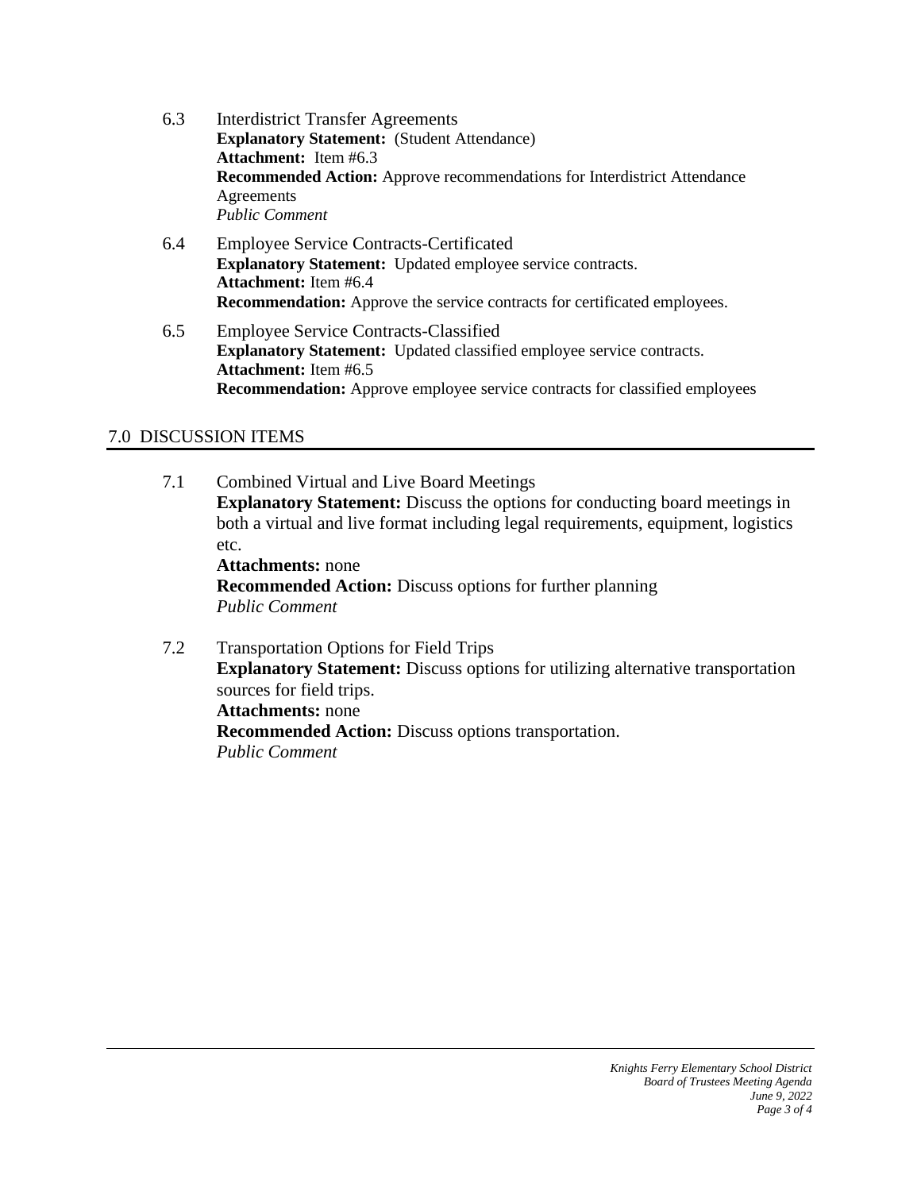6.3 Interdistrict Transfer Agreements
**Explanatory Statement:** (Student Attendance)
**Attachment:** Item #6.3
**Recommended Action:** Approve recommendations for Interdistrict Attendance Agreements
*Public Comment*

6.4 Employee Service Contracts-Certificated
**Explanatory Statement:** Updated employee service contracts.
**Attachment:** Item #6.4
**Recommendation:** Approve the service contracts for certificated employees.

6.5 Employee Service Contracts-Classified
**Explanatory Statement:** Updated classified employee service contracts.
**Attachment:** Item #6.5
**Recommendation:** Approve employee service contracts for classified employees

## 7.0 DISCUSSION ITEMS

7.1 Combined Virtual and Live Board Meetings
**Explanatory Statement:** Discuss the options for conducting board meetings in both a virtual and live format including legal requirements, equipment, logistics etc.
**Attachments:** none
**Recommended Action:** Discuss options for further planning
*Public Comment*

7.2 Transportation Options for Field Trips
**Explanatory Statement:** Discuss options for utilizing alternative transportation sources for field trips.
**Attachments:** none
**Recommended Action:** Discuss options transportation.
*Public Comment*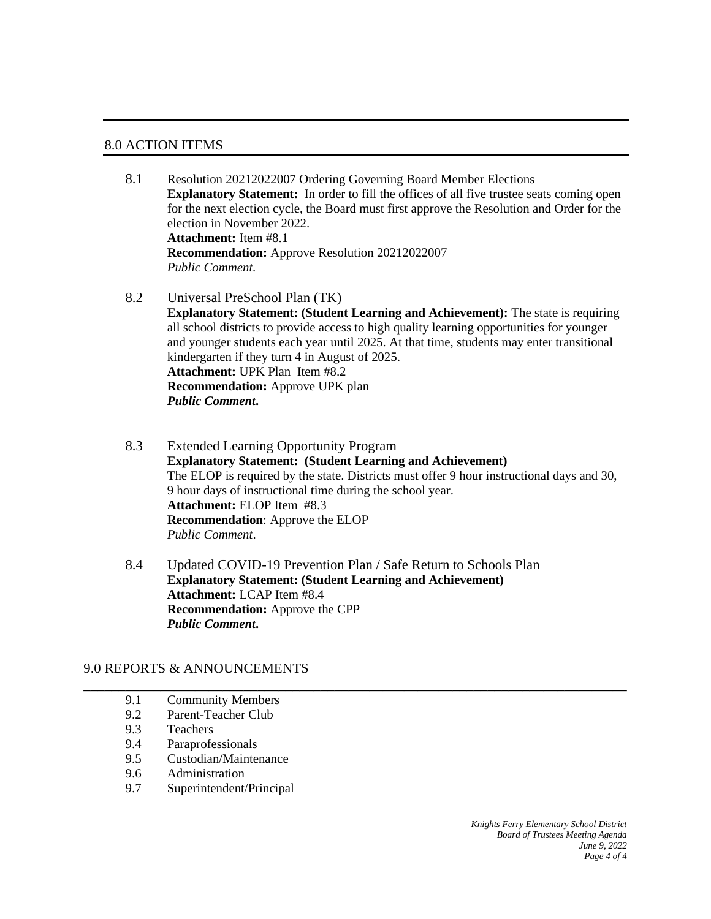## 8.0 ACTION ITEMS

8.1 Resolution 20212022007 Ordering Governing Board Member Elections
**Explanatory Statement:** In order to fill the offices of all five trustee seats coming open for the next election cycle, the Board must first approve the Resolution and Order for the election in November 2022.
**Attachment:** Item #8.1
**Recommendation:** Approve Resolution 20212022007
*Public Comment.*

8.2 Universal PreSchool Plan (TK)
**Explanatory Statement: (Student Learning and Achievement):** The state is requiring all school districts to provide access to high quality learning opportunities for younger and younger students each year until 2025. At that time, students may enter transitional kindergarten if they turn 4 in August of 2025.
**Attachment:** UPK Plan Item #8.2
**Recommendation:** Approve UPK plan
***Public Comment.***

8.3 Extended Learning Opportunity Program
**Explanatory Statement: (Student Learning and Achievement)**
The ELOP is required by the state. Districts must offer 9 hour instructional days and 30, 9 hour days of instructional time during the school year.
**Attachment:** ELOP Item #8.3
**Recommendation**: Approve the ELOP
*Public Comment*.

8.4 Updated COVID-19 Prevention Plan / Safe Return to Schools Plan
**Explanatory Statement: (Student Learning and Achievement)**
**Attachment:** LCAP Item #8.4
**Recommendation:** Approve the CPP
***Public Comment.***

## 9.0 REPORTS & ANNOUNCEMENTS

9.1 Community Members
9.2 Parent-Teacher Club
9.3 Teachers
9.4 Paraprofessionals
9.5 Custodian/Maintenance
9.6 Administration
9.7 Superintendent/Principal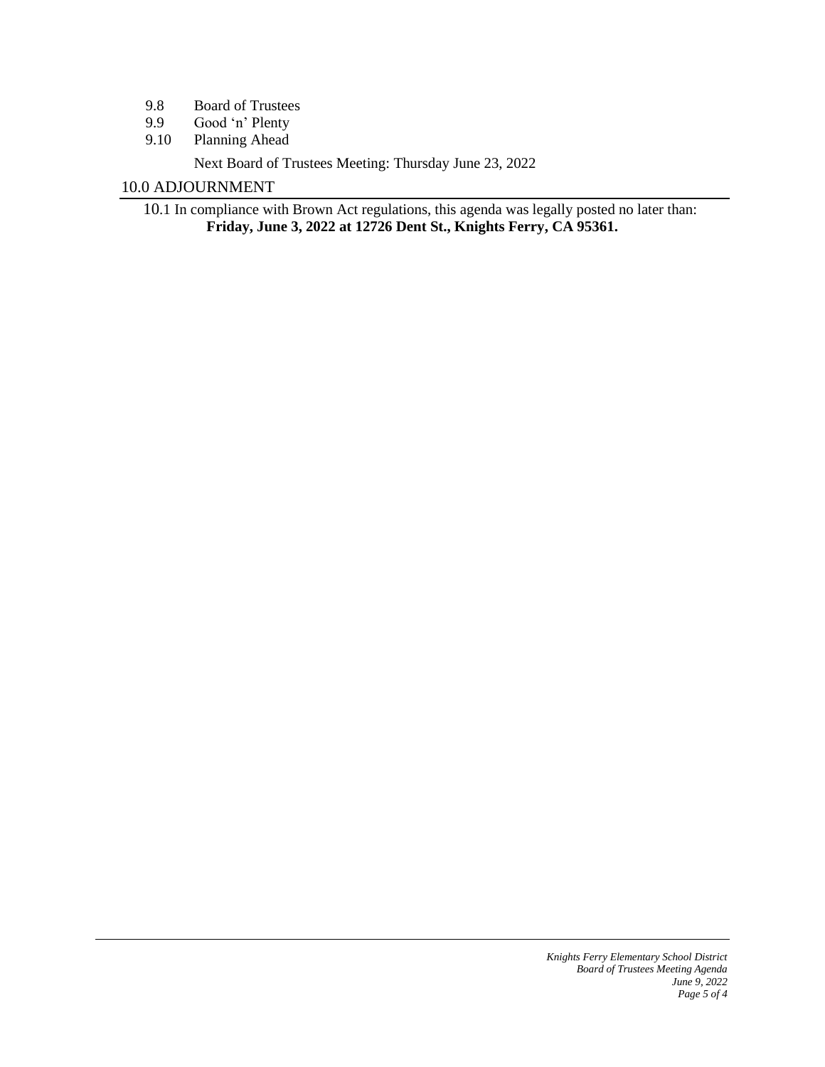9.8 Board of Trustees

9.9 Good 'n' Plenty

9.10 Planning Ahead

Next Board of Trustees Meeting: Thursday June 23, 2022

## 10.0 ADJOURNMENT

10.1 In compliance with Brown Act regulations, this agenda was legally posted no later than: **Friday, June 3, 2022 at 12726 Dent St., Knights Ferry, CA 95361.**